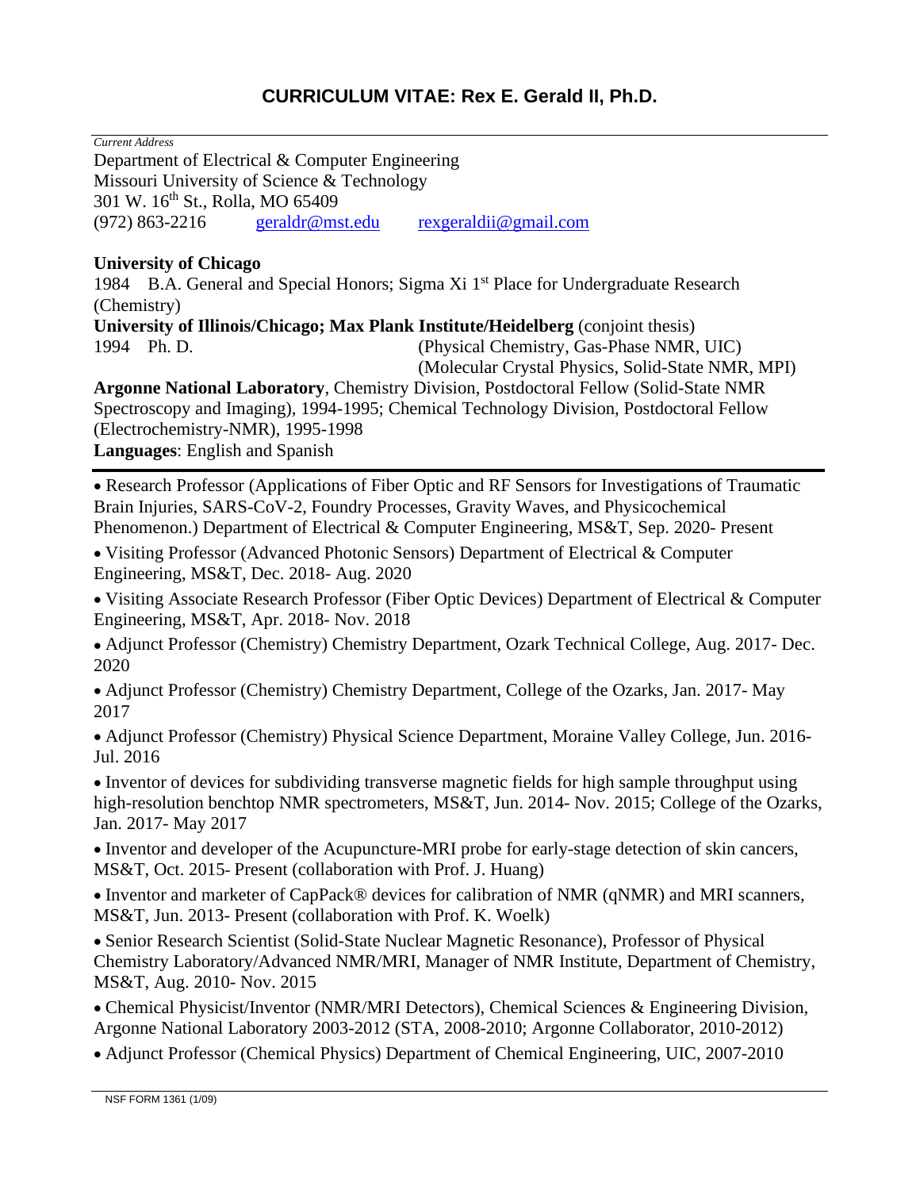# CURRICULUM VITAE: Rex E. Gerald II, Ph.D.

*Current Address*
Department of Electrical & Computer Engineering
Missouri University of Science & Technology
301 W. 16th St., Rolla, MO 65409
(972) 863-2216 geraldr@mst.edu rexgeraldii@gmail.com

**University of Chicago**
1984 B.A. General and Special Honors; Sigma Xi 1st Place for Undergraduate Research (Chemistry)

**University of Illinois/Chicago; Max Plank Institute/Heidelberg** (conjoint thesis)
1994 Ph. D. (Physical Chemistry, Gas-Phase NMR, UIC)
(Molecular Crystal Physics, Solid-State NMR, MPI)

**Argonne National Laboratory**, Chemistry Division, Postdoctoral Fellow (Solid-State NMR Spectroscopy and Imaging), 1994-1995; Chemical Technology Division, Postdoctoral Fellow (Electrochemistry-NMR), 1995-1998

**Languages**: English and Spanish

---

- Research Professor (Applications of Fiber Optic and RF Sensors for Investigations of Traumatic Brain Injuries, SARS-CoV-2, Foundry Processes, Gravity Waves, and Physicochemical Phenomenon.) Department of Electrical & Computer Engineering, MS&T, Sep. 2020- Present
- Visiting Professor (Advanced Photonic Sensors) Department of Electrical & Computer Engineering, MS&T, Dec. 2018- Aug. 2020
- Visiting Associate Research Professor (Fiber Optic Devices) Department of Electrical & Computer Engineering, MS&T, Apr. 2018- Nov. 2018
- Adjunct Professor (Chemistry) Chemistry Department, Ozark Technical College, Aug. 2017- Dec. 2020
- Adjunct Professor (Chemistry) Chemistry Department, College of the Ozarks, Jan. 2017- May 2017
- Adjunct Professor (Chemistry) Physical Science Department, Moraine Valley College, Jun. 2016- Jul. 2016
- Inventor of devices for subdividing transverse magnetic fields for high sample throughput using high-resolution benchtop NMR spectrometers, MS&T, Jun. 2014- Nov. 2015; College of the Ozarks, Jan. 2017- May 2017
- Inventor and developer of the Acupuncture-MRI probe for early-stage detection of skin cancers, MS&T, Oct. 2015- Present (collaboration with Prof. J. Huang)
- Inventor and marketer of CapPack® devices for calibration of NMR (qNMR) and MRI scanners, MS&T, Jun. 2013- Present (collaboration with Prof. K. Woelk)
- Senior Research Scientist (Solid-State Nuclear Magnetic Resonance), Professor of Physical Chemistry Laboratory/Advanced NMR/MRI, Manager of NMR Institute, Department of Chemistry, MS&T, Aug. 2010- Nov. 2015
- Chemical Physicist/Inventor (NMR/MRI Detectors), Chemical Sciences & Engineering Division, Argonne National Laboratory 2003-2012 (STA, 2008-2010; Argonne Collaborator, 2010-2012)
- Adjunct Professor (Chemical Physics) Department of Chemical Engineering, UIC, 2007-2010

NSF FORM 1361 (1/09)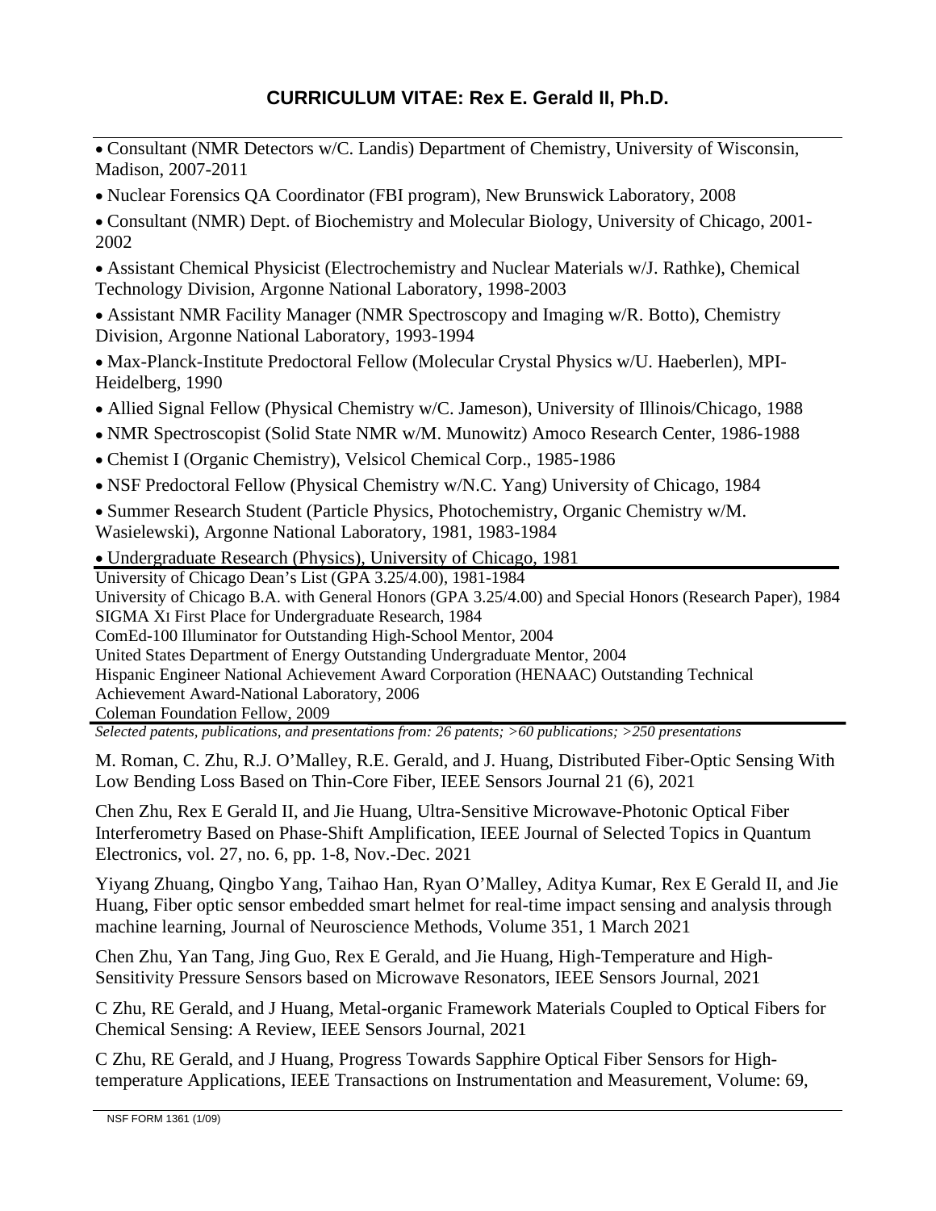# CURRICULUM VITAE: Rex E. Gerald II, Ph.D.

- Consultant (NMR Detectors w/C. Landis) Department of Chemistry, University of Wisconsin, Madison, 2007-2011
- Nuclear Forensics QA Coordinator (FBI program), New Brunswick Laboratory, 2008
- Consultant (NMR) Dept. of Biochemistry and Molecular Biology, University of Chicago, 2001-2002
- Assistant Chemical Physicist (Electrochemistry and Nuclear Materials w/J. Rathke), Chemical Technology Division, Argonne National Laboratory, 1998-2003
- Assistant NMR Facility Manager (NMR Spectroscopy and Imaging w/R. Botto), Chemistry Division, Argonne National Laboratory, 1993-1994
- Max-Planck-Institute Predoctoral Fellow (Molecular Crystal Physics w/U. Haeberlen), MPI-Heidelberg, 1990
- Allied Signal Fellow (Physical Chemistry w/C. Jameson), University of Illinois/Chicago, 1988
- NMR Spectroscopist (Solid State NMR w/M. Munowitz) Amoco Research Center, 1986-1988
- Chemist I (Organic Chemistry), Velsicol Chemical Corp., 1985-1986
- NSF Predoctoral Fellow (Physical Chemistry w/N.C. Yang) University of Chicago, 1984
- Summer Research Student (Particle Physics, Photochemistry, Organic Chemistry w/M. Wasielewski), Argonne National Laboratory, 1981, 1983-1984
- Undergraduate Research (Physics), University of Chicago, 1981

University of Chicago Dean's List (GPA 3.25/4.00), 1981-1984
University of Chicago B.A. with General Honors (GPA 3.25/4.00) and Special Honors (Research Paper), 1984
SIGMA XI First Place for Undergraduate Research, 1984
ComEd-100 Illuminator for Outstanding High-School Mentor, 2004
United States Department of Energy Outstanding Undergraduate Mentor, 2004
Hispanic Engineer National Achievement Award Corporation (HENAAC) Outstanding Technical Achievement Award-National Laboratory, 2006
Coleman Foundation Fellow, 2009

*Selected patents, publications, and presentations from: 26 patents; >60 publications; >250 presentations*

M. Roman, C. Zhu, R.J. O'Malley, R.E. Gerald, and J. Huang, Distributed Fiber-Optic Sensing With Low Bending Loss Based on Thin-Core Fiber, IEEE Sensors Journal 21 (6), 2021

Chen Zhu, Rex E Gerald II, and Jie Huang, Ultra-Sensitive Microwave-Photonic Optical Fiber Interferometry Based on Phase-Shift Amplification, IEEE Journal of Selected Topics in Quantum Electronics, vol. 27, no. 6, pp. 1-8, Nov.-Dec. 2021

Yiyang Zhuang, Qingbo Yang, Taihao Han, Ryan O'Malley, Aditya Kumar, Rex E Gerald II, and Jie Huang, Fiber optic sensor embedded smart helmet for real-time impact sensing and analysis through machine learning, Journal of Neuroscience Methods, Volume 351, 1 March 2021

Chen Zhu, Yan Tang, Jing Guo, Rex E Gerald, and Jie Huang, High-Temperature and High-Sensitivity Pressure Sensors based on Microwave Resonators, IEEE Sensors Journal, 2021

C Zhu, RE Gerald, and J Huang, Metal-organic Framework Materials Coupled to Optical Fibers for Chemical Sensing: A Review, IEEE Sensors Journal, 2021

C Zhu, RE Gerald, and J Huang, Progress Towards Sapphire Optical Fiber Sensors for High-temperature Applications, IEEE Transactions on Instrumentation and Measurement, Volume: 69,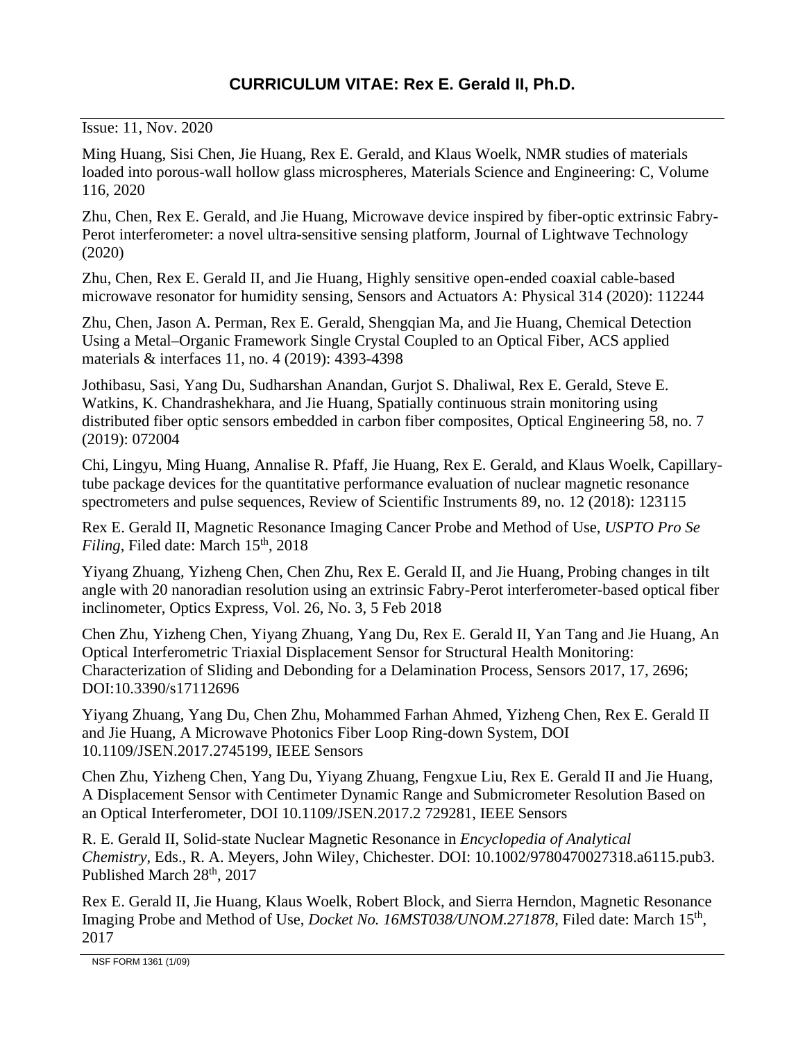# CURRICULUM VITAE: Rex E. Gerald II, Ph.D.

Issue: 11, Nov. 2020

Ming Huang, Sisi Chen, Jie Huang, Rex E. Gerald, and Klaus Woelk, NMR studies of materials loaded into porous-wall hollow glass microspheres, Materials Science and Engineering: C, Volume 116, 2020

Zhu, Chen, Rex E. Gerald, and Jie Huang, Microwave device inspired by fiber-optic extrinsic Fabry-Perot interferometer: a novel ultra-sensitive sensing platform, Journal of Lightwave Technology (2020)

Zhu, Chen, Rex E. Gerald II, and Jie Huang, Highly sensitive open-ended coaxial cable-based microwave resonator for humidity sensing, Sensors and Actuators A: Physical 314 (2020): 112244

Zhu, Chen, Jason A. Perman, Rex E. Gerald, Shengqian Ma, and Jie Huang, Chemical Detection Using a Metal–Organic Framework Single Crystal Coupled to an Optical Fiber, ACS applied materials & interfaces 11, no. 4 (2019): 4393-4398

Jothibasu, Sasi, Yang Du, Sudharshan Anandan, Gurjot S. Dhaliwal, Rex E. Gerald, Steve E. Watkins, K. Chandrashekhara, and Jie Huang, Spatially continuous strain monitoring using distributed fiber optic sensors embedded in carbon fiber composites, Optical Engineering 58, no. 7 (2019): 072004

Chi, Lingyu, Ming Huang, Annalise R. Pfaff, Jie Huang, Rex E. Gerald, and Klaus Woelk, Capillary-tube package devices for the quantitative performance evaluation of nuclear magnetic resonance spectrometers and pulse sequences, Review of Scientific Instruments 89, no. 12 (2018): 123115

Rex E. Gerald II, Magnetic Resonance Imaging Cancer Probe and Method of Use, *USPTO Pro Se Filing*, Filed date: March 15th, 2018

Yiyang Zhuang, Yizheng Chen, Chen Zhu, Rex E. Gerald II, and Jie Huang, Probing changes in tilt angle with 20 nanoradian resolution using an extrinsic Fabry-Perot interferometer-based optical fiber inclinometer, Optics Express, Vol. 26, No. 3, 5 Feb 2018

Chen Zhu, Yizheng Chen, Yiyang Zhuang, Yang Du, Rex E. Gerald II, Yan Tang and Jie Huang, An Optical Interferometric Triaxial Displacement Sensor for Structural Health Monitoring: Characterization of Sliding and Debonding for a Delamination Process, Sensors 2017, 17, 2696; DOI:10.3390/s17112696

Yiyang Zhuang, Yang Du, Chen Zhu, Mohammed Farhan Ahmed, Yizheng Chen, Rex E. Gerald II and Jie Huang, A Microwave Photonics Fiber Loop Ring-down System, DOI 10.1109/JSEN.2017.2745199, IEEE Sensors

Chen Zhu, Yizheng Chen, Yang Du, Yiyang Zhuang, Fengxue Liu, Rex E. Gerald II and Jie Huang, A Displacement Sensor with Centimeter Dynamic Range and Submicrometer Resolution Based on an Optical Interferometer, DOI 10.1109/JSEN.2017.2 729281, IEEE Sensors

R. E. Gerald II, Solid-state Nuclear Magnetic Resonance in *Encyclopedia of Analytical Chemistry*, Eds., R. A. Meyers, John Wiley, Chichester. DOI: 10.1002/9780470027318.a6115.pub3. Published March 28th, 2017

Rex E. Gerald II, Jie Huang, Klaus Woelk, Robert Block, and Sierra Herndon, Magnetic Resonance Imaging Probe and Method of Use, *Docket No. 16MST038/UNOM.271878*, Filed date: March 15th, 2017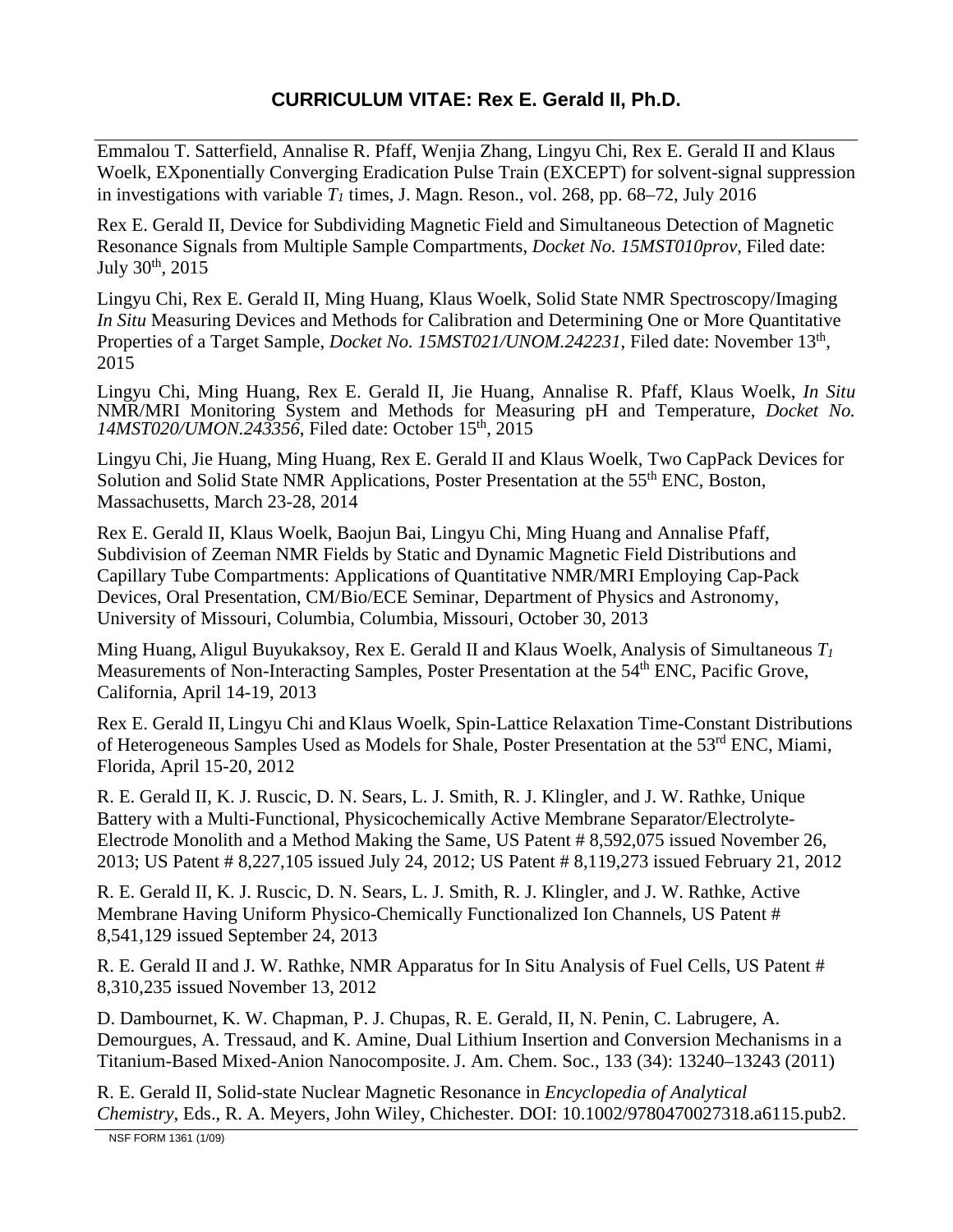Emmalou T. Satterfield, Annalise R. Pfaff, Wenjia Zhang, Lingyu Chi, Rex E. Gerald II and Klaus Woelk, EXponentially Converging Eradication Pulse Train (EXCEPT) for solvent-signal suppression in investigations with variable $T_1$ times, J. Magn. Reson., vol. 268, pp. 68–72, July 2016

Rex E. Gerald II, Device for Subdividing Magnetic Field and Simultaneous Detection of Magnetic Resonance Signals from Multiple Sample Compartments, *Docket No. 15MST010prov*, Filed date: July 30th, 2015

Lingyu Chi, Rex E. Gerald II, Ming Huang, Klaus Woelk, Solid State NMR Spectroscopy/Imaging *In Situ* Measuring Devices and Methods for Calibration and Determining One or More Quantitative Properties of a Target Sample, *Docket No. 15MST021/UNOM.242231*, Filed date: November 13th, 2015

Lingyu Chi, Ming Huang, Rex E. Gerald II, Jie Huang, Annalise R. Pfaff, Klaus Woelk, *In Situ* NMR/MRI Monitoring System and Methods for Measuring pH and Temperature, *Docket No. 14MST020/UMON.243356*, Filed date: October 15th, 2015

Lingyu Chi, Jie Huang, Ming Huang, Rex E. Gerald II and Klaus Woelk, Two CapPack Devices for Solution and Solid State NMR Applications, Poster Presentation at the 55th ENC, Boston, Massachusetts, March 23-28, 2014

Rex E. Gerald II, Klaus Woelk, Baojun Bai, Lingyu Chi, Ming Huang and Annalise Pfaff, Subdivision of Zeeman NMR Fields by Static and Dynamic Magnetic Field Distributions and Capillary Tube Compartments: Applications of Quantitative NMR/MRI Employing Cap-Pack Devices, Oral Presentation, CM/Bio/ECE Seminar, Department of Physics and Astronomy, University of Missouri, Columbia, Columbia, Missouri, October 30, 2013

Ming Huang, Aligul Buyukaksoy, Rex E. Gerald II and Klaus Woelk, Analysis of Simultaneous $T_1$ Measurements of Non-Interacting Samples, Poster Presentation at the 54th ENC, Pacific Grove, California, April 14-19, 2013

Rex E. Gerald II, Lingyu Chi and Klaus Woelk, Spin-Lattice Relaxation Time-Constant Distributions of Heterogeneous Samples Used as Models for Shale, Poster Presentation at the 53rd ENC, Miami, Florida, April 15-20, 2012

R. E. Gerald II, K. J. Ruscic, D. N. Sears, L. J. Smith, R. J. Klingler, and J. W. Rathke, Unique Battery with a Multi-Functional, Physicochemically Active Membrane Separator/Electrolyte-Electrode Monolith and a Method Making the Same, US Patent # 8,592,075 issued November 26, 2013; US Patent # 8,227,105 issued July 24, 2012; US Patent # 8,119,273 issued February 21, 2012

R. E. Gerald II, K. J. Ruscic, D. N. Sears, L. J. Smith, R. J. Klingler, and J. W. Rathke, Active Membrane Having Uniform Physico-Chemically Functionalized Ion Channels, US Patent # 8,541,129 issued September 24, 2013

R. E. Gerald II and J. W. Rathke, NMR Apparatus for In Situ Analysis of Fuel Cells, US Patent # 8,310,235 issued November 13, 2012

D. Dambournet, K. W. Chapman, P. J. Chupas, R. E. Gerald, II, N. Penin, C. Labrugere, A. Demourgues, A. Tressaud, and K. Amine, Dual Lithium Insertion and Conversion Mechanisms in a Titanium-Based Mixed-Anion Nanocomposite. J. Am. Chem. Soc., 133 (34): 13240–13243 (2011)

R. E. Gerald II, Solid-state Nuclear Magnetic Resonance in *Encyclopedia of Analytical Chemistry*, Eds., R. A. Meyers, John Wiley, Chichester. DOI: 10.1002/9780470027318.a6115.pub2.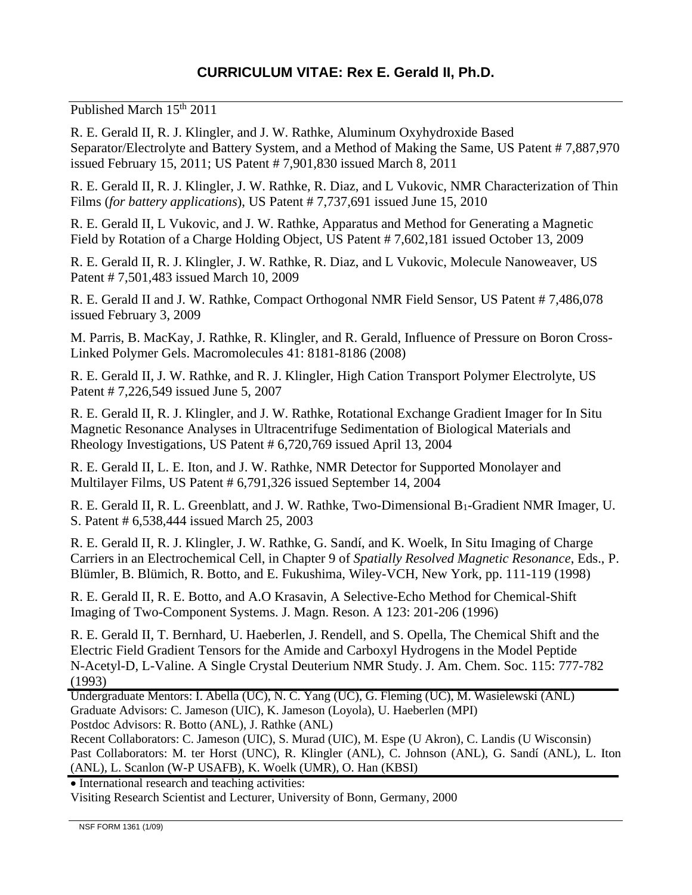# CURRICULUM VITAE: Rex E. Gerald II, Ph.D.

Published March 15th 2011

R. E. Gerald II, R. J. Klingler, and J. W. Rathke, Aluminum Oxyhydroxide Based Separator/Electrolyte and Battery System, and a Method of Making the Same, US Patent # 7,887,970 issued February 15, 2011; US Patent # 7,901,830 issued March 8, 2011

R. E. Gerald II, R. J. Klingler, J. W. Rathke, R. Diaz, and L Vukovic, NMR Characterization of Thin Films (*for battery applications*), US Patent # 7,737,691 issued June 15, 2010

R. E. Gerald II, L Vukovic, and J. W. Rathke, Apparatus and Method for Generating a Magnetic Field by Rotation of a Charge Holding Object, US Patent # 7,602,181 issued October 13, 2009

R. E. Gerald II, R. J. Klingler, J. W. Rathke, R. Diaz, and L Vukovic, Molecule Nanoweaver, US Patent # 7,501,483 issued March 10, 2009

R. E. Gerald II and J. W. Rathke, Compact Orthogonal NMR Field Sensor, US Patent # 7,486,078 issued February 3, 2009

M. Parris, B. MacKay, J. Rathke, R. Klingler, and R. Gerald, Influence of Pressure on Boron Cross-Linked Polymer Gels. Macromolecules 41: 8181-8186 (2008)

R. E. Gerald II, J. W. Rathke, and R. J. Klingler, High Cation Transport Polymer Electrolyte, US Patent # 7,226,549 issued June 5, 2007

R. E. Gerald II, R. J. Klingler, and J. W. Rathke, Rotational Exchange Gradient Imager for In Situ Magnetic Resonance Analyses in Ultracentrifuge Sedimentation of Biological Materials and Rheology Investigations, US Patent # 6,720,769 issued April 13, 2004

R. E. Gerald II, L. E. Iton, and J. W. Rathke, NMR Detector for Supported Monolayer and Multilayer Films, US Patent # 6,791,326 issued September 14, 2004

R. E. Gerald II, R. L. Greenblatt, and J. W. Rathke, Two-Dimensional $B_1$-Gradient NMR Imager, U. S. Patent # 6,538,444 issued March 25, 2003

R. E. Gerald II, R. J. Klingler, J. W. Rathke, G. Sandí, and K. Woelk, In Situ Imaging of Charge Carriers in an Electrochemical Cell, in Chapter 9 of *Spatially Resolved Magnetic Resonance*, Eds., P. Blümler, B. Blümich, R. Botto, and E. Fukushima, Wiley-VCH, New York, pp. 111-119 (1998)

R. E. Gerald II, R. E. Botto, and A.O Krasavin, A Selective-Echo Method for Chemical-Shift Imaging of Two-Component Systems. J. Magn. Reson. A 123: 201-206 (1996)

R. E. Gerald II, T. Bernhard, U. Haeberlen, J. Rendell, and S. Opella, The Chemical Shift and the Electric Field Gradient Tensors for the Amide and Carboxyl Hydrogens in the Model Peptide N-Acetyl-D, L-Valine. A Single Crystal Deuterium NMR Study. J. Am. Chem. Soc. 115: 777-782 (1993)

Undergraduate Mentors: I. Abella (UC), N. C. Yang (UC), G. Fleming (UC), M. Wasielewski (ANL)
Graduate Advisors: C. Jameson (UIC), K. Jameson (Loyola), U. Haeberlen (MPI)
Postdoc Advisors: R. Botto (ANL), J. Rathke (ANL)
Recent Collaborators: C. Jameson (UIC), S. Murad (UIC), M. Espe (U Akron), C. Landis (U Wisconsin)
Past Collaborators: M. ter Horst (UNC), R. Klingler (ANL), C. Johnson (ANL), G. Sandí (ANL), L. Iton (ANL), L. Scanlon (W-P USAFB), K. Woelk (UMR), O. Han (KBSI)

- International research and teaching activities:

Visiting Research Scientist and Lecturer, University of Bonn, Germany, 2000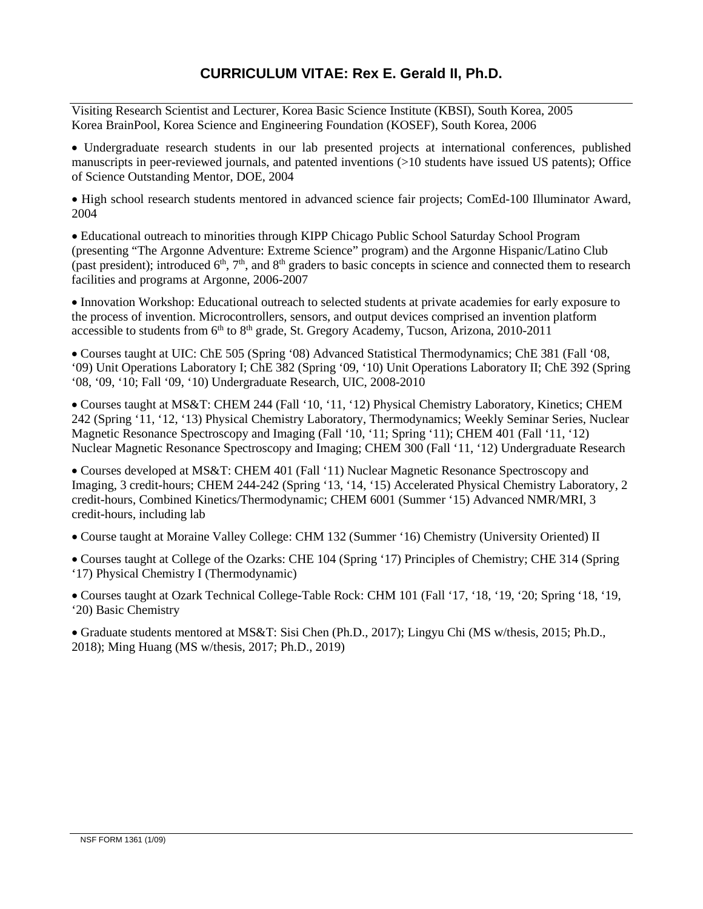# CURRICULUM VITAE: Rex E. Gerald II, Ph.D.

Visiting Research Scientist and Lecturer, Korea Basic Science Institute (KBSI), South Korea, 2005
Korea BrainPool, Korea Science and Engineering Foundation (KOSEF), South Korea, 2006

- Undergraduate research students in our lab presented projects at international conferences, published manuscripts in peer-reviewed journals, and patented inventions (>10 students have issued US patents); Office of Science Outstanding Mentor, DOE, 2004

- High school research students mentored in advanced science fair projects; ComEd-100 Illuminator Award, 2004

- Educational outreach to minorities through KIPP Chicago Public School Saturday School Program (presenting "The Argonne Adventure: Extreme Science" program) and the Argonne Hispanic/Latino Club (past president); introduced 6th, 7th, and 8th graders to basic concepts in science and connected them to research facilities and programs at Argonne, 2006-2007

- Innovation Workshop: Educational outreach to selected students at private academies for early exposure to the process of invention. Microcontrollers, sensors, and output devices comprised an invention platform accessible to students from 6th to 8th grade, St. Gregory Academy, Tucson, Arizona, 2010-2011

- Courses taught at UIC: ChE 505 (Spring '08) Advanced Statistical Thermodynamics; ChE 381 (Fall '08, '09) Unit Operations Laboratory I; ChE 382 (Spring '09, '10) Unit Operations Laboratory II; ChE 392 (Spring '08, '09, '10; Fall '09, '10) Undergraduate Research, UIC, 2008-2010

- Courses taught at MS&T: CHEM 244 (Fall '10, '11, '12) Physical Chemistry Laboratory, Kinetics; CHEM 242 (Spring '11, '12, '13) Physical Chemistry Laboratory, Thermodynamics; Weekly Seminar Series, Nuclear Magnetic Resonance Spectroscopy and Imaging (Fall '10, '11; Spring '11); CHEM 401 (Fall '11, '12) Nuclear Magnetic Resonance Spectroscopy and Imaging; CHEM 300 (Fall '11, '12) Undergraduate Research

- Courses developed at MS&T: CHEM 401 (Fall '11) Nuclear Magnetic Resonance Spectroscopy and Imaging, 3 credit-hours; CHEM 244-242 (Spring '13, '14, '15) Accelerated Physical Chemistry Laboratory, 2 credit-hours, Combined Kinetics/Thermodynamic; CHEM 6001 (Summer '15) Advanced NMR/MRI, 3 credit-hours, including lab

- Course taught at Moraine Valley College: CHM 132 (Summer '16) Chemistry (University Oriented) II

- Courses taught at College of the Ozarks: CHE 104 (Spring '17) Principles of Chemistry; CHE 314 (Spring '17) Physical Chemistry I (Thermodynamic)

- Courses taught at Ozark Technical College-Table Rock: CHM 101 (Fall '17, '18, '19, '20; Spring '18, '19, '20) Basic Chemistry

- Graduate students mentored at MS&T: Sisi Chen (Ph.D., 2017); Lingyu Chi (MS w/thesis, 2015; Ph.D., 2018); Ming Huang (MS w/thesis, 2017; Ph.D., 2019)